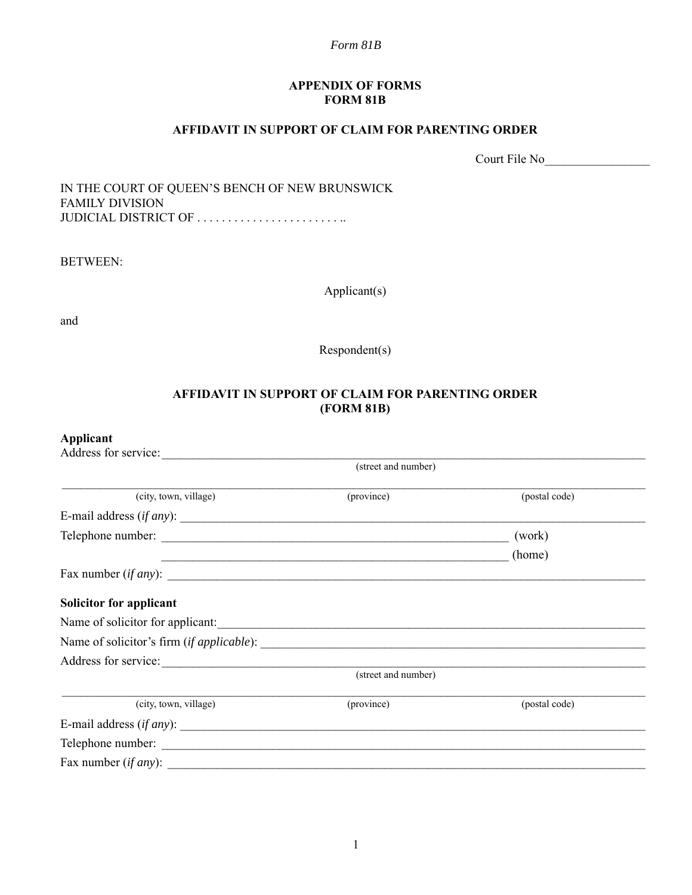*Form 81B*

**APPENDIX OF FORMS**
**FORM 81B**

**AFFIDAVIT IN SUPPORT OF CLAIM FOR PARENTING ORDER**

Court File No________________

IN THE COURT OF QUEEN'S BENCH OF NEW BRUNSWICK
FAMILY DIVISION
JUDICIAL DISTRICT OF . . . . . . . . . . . . . . . . . . . . . . . . ..

BETWEEN:

Applicant(s)

and

Respondent(s)

**AFFIDAVIT IN SUPPORT OF CLAIM FOR PARENTING ORDER**
**(FORM 81B)**

**Applicant**

Address for service:_______________________________________________________________
(street and number)

_______________________________________________________________________________
(city, town, village) (province) (postal code)

E-mail address (*if any*): ___________________________________________________________

Telephone number: _____________________________________________ (work)

_____________________________________________ (home)

Fax number (*if any*): ______________________________________________________________

**Solicitor for applicant**

Name of solicitor for applicant:_____________________________________________________

Name of solicitor's firm (*if applicable*): ______________________________________________

Address for service:_______________________________________________________________
(street and number)

_______________________________________________________________________________
(city, town, village) (province) (postal code)

E-mail address (*if any*): ___________________________________________________________

Telephone number: ________________________________________________________________

Fax number (*if any*): ______________________________________________________________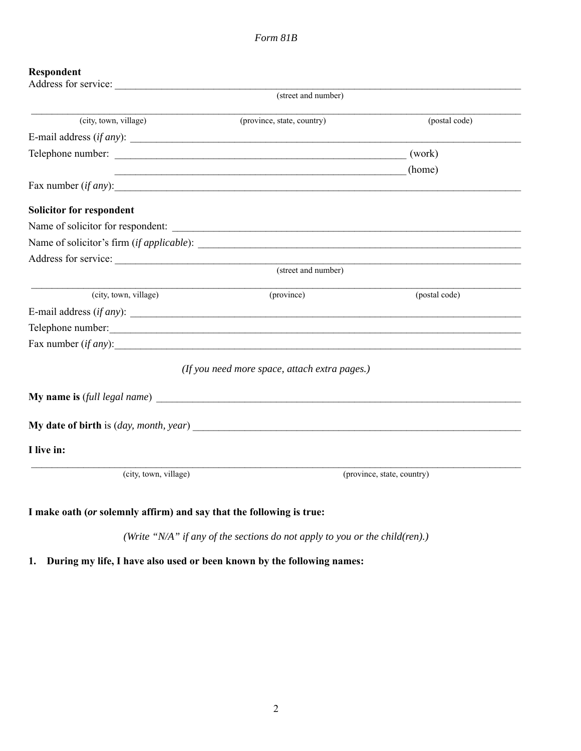*Form 81B*

**Respondent**

Address for service: ______________________________________________________________
(street and number)

______________________________________________________________
(city, town, village) (province, state, country) (postal code)

E-mail address (*if any*): ______________________________________________________________

Telephone number: ____________________________________________ (work)

____________________________________________ (home)

Fax number (*if any*):______________________________________________________________

**Solicitor for respondent**

Name of solicitor for respondent: ______________________________________________________________

Name of solicitor's firm (*if applicable*): ______________________________________________________________

Address for service: ______________________________________________________________
(street and number)

______________________________________________________________
(city, town, village) (province) (postal code)

E-mail address (*if any*): ______________________________________________________________

Telephone number:______________________________________________________________

Fax number (*if any*):______________________________________________________________

*(If you need more space, attach extra pages.)*

**My name is** (*full legal name*) ______________________________________________________________

**My date of birth** is (*day, month, year*) ______________________________________________________________

**I live in:**

______________________________________________________________
(city, town, village) (province, state, country)

**I make oath (*or* solemnly affirm) and say that the following is true:**

*(Write "N/A" if any of the sections do not apply to you or the child(ren).)*

**1. During my life, I have also used or been known by the following names:**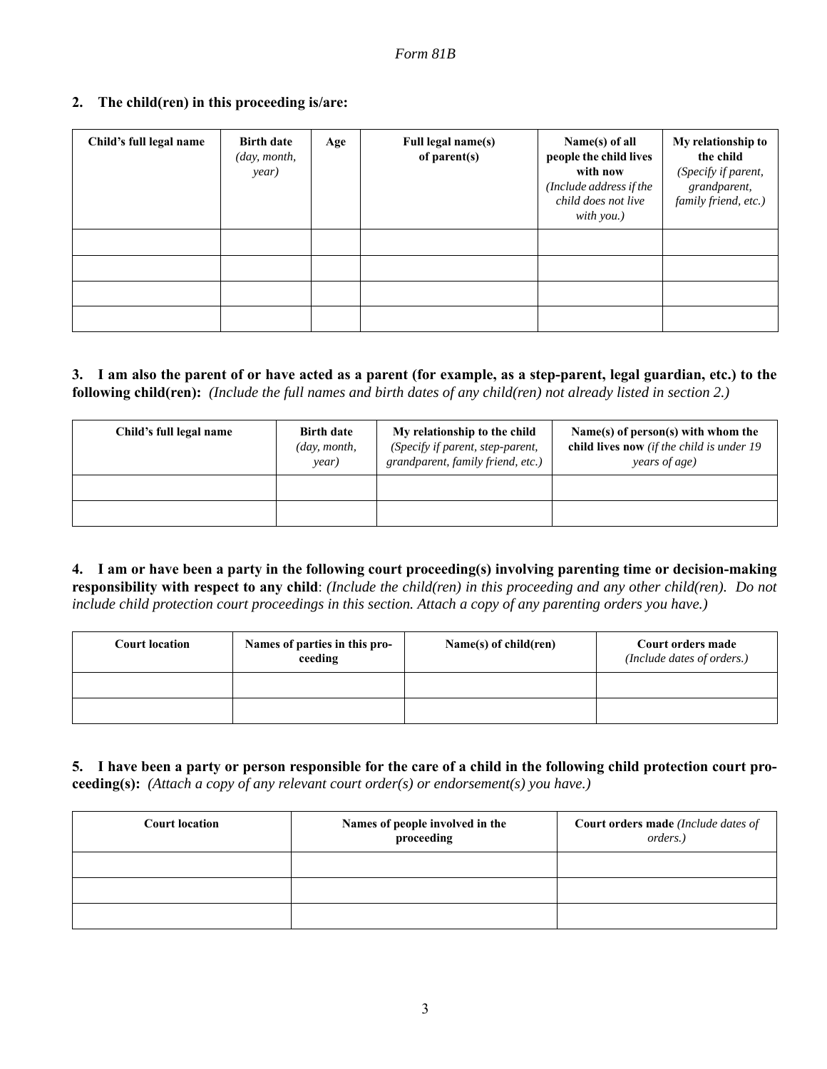**2. The child(ren) in this proceeding is/are:**

| **Child's full legal name** | **Birth date** *(day, month, year)* | **Age** | **Full legal name(s) of parent(s)** | **Name(s) of all people the child lives with now** *(Include address if the child does not live with you.)* | **My relationship to the child** *(Specify if parent, grandparent, family friend, etc.)* |
|---|---|---|---|---|---|
| | | | | | |
| | | | | | |
| | | | | | |
| | | | | | |

**3. I am also the parent of or have acted as a parent (for example, as a step-parent, legal guardian, etc.) to the following child(ren):** *(Include the full names and birth dates of any child(ren) not already listed in section 2.)*

| **Child's full legal name** | **Birth date** *(day, month, year)* | **My relationship to the child** *(Specify if parent, step-parent, grandparent, family friend, etc.)* | **Name(s) of person(s) with whom the child lives now** *(if the child is under 19 years of age)* |
|---|---|---|---|
| | | | |
| | | | |

**4. I am or have been a party in the following court proceeding(s) involving parenting time or decision-making responsibility with respect to any child**: *(Include the child(ren) in this proceeding and any other child(ren). Do not include child protection court proceedings in this section. Attach a copy of any parenting orders you have.)*

| **Court location** | **Names of parties in this proceeding** | **Name(s) of child(ren)** | **Court orders made** *(Include dates of orders.)* |
|---|---|---|---|
| | | | |
| | | | |

**5. I have been a party or person responsible for the care of a child in the following child protection court proceeding(s):** *(Attach a copy of any relevant court order(s) or endorsement(s) you have.)*

| **Court location** | **Names of people involved in the proceeding** | **Court orders made** *(Include dates of orders.)* |
|---|---|---|
| | | |
| | | |
| | | |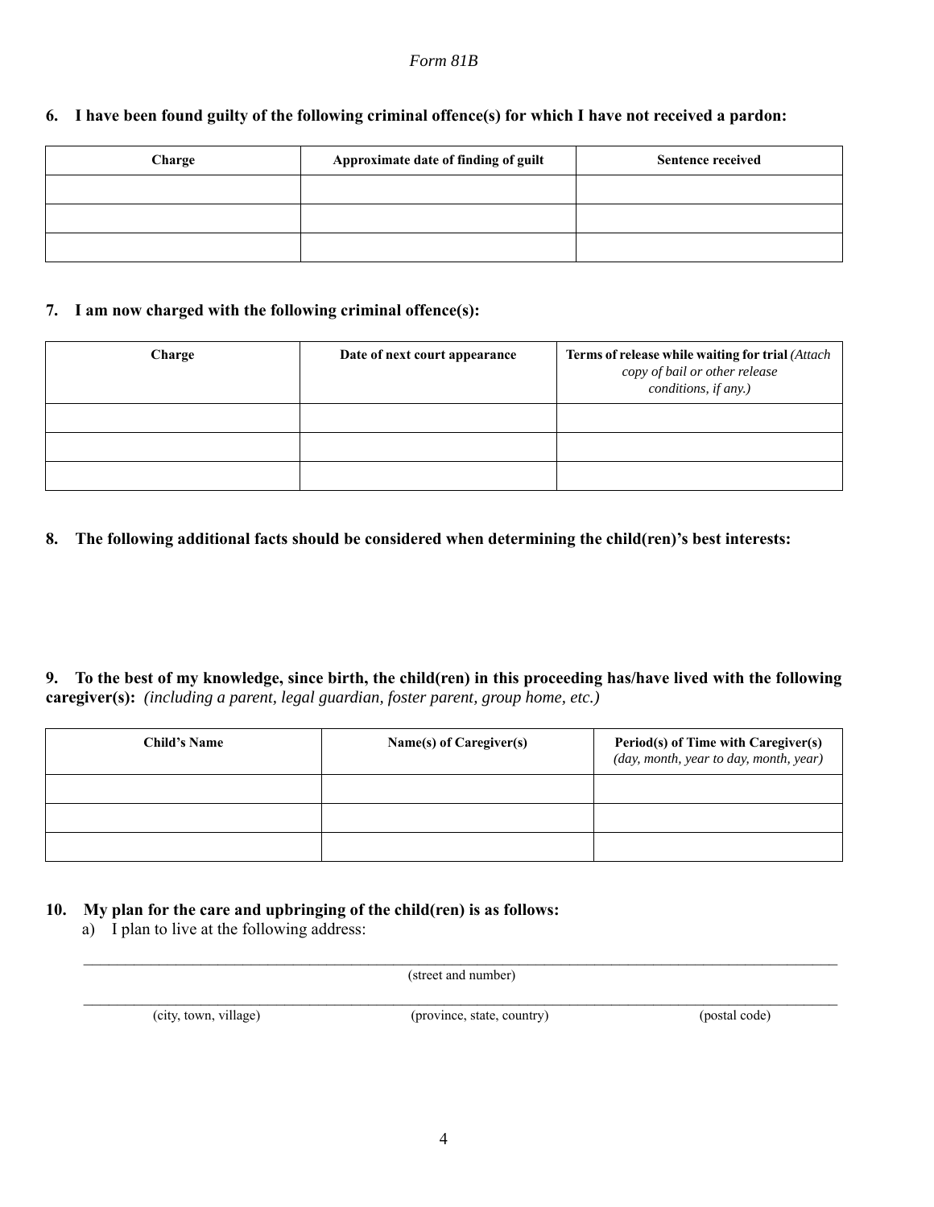*Form 81B*

**6. I have been found guilty of the following criminal offence(s) for which I have not received a pardon:**

| Charge | Approximate date of finding of guilt | Sentence received |
| --- | --- | --- |
| | | |
| | | |
| | | |

**7. I am now charged with the following criminal offence(s):**

| Charge | Date of next court appearance | **Terms of release while waiting for trial** *(Attach copy of bail or other release conditions, if any.)* |
| --- | --- | --- |
| | | |
| | | |
| | | |

**8. The following additional facts should be considered when determining the child(ren)'s best interests:**

**9. To the best of my knowledge, since birth, the child(ren) in this proceeding has/have lived with the following caregiver(s):** *(including a parent, legal guardian, foster parent, group home, etc.)*

| Child's Name | Name(s) of Caregiver(s) | **Period(s) of Time with Caregiver(s)** *(day, month, year to day, month, year)* |
| --- | --- | --- |
| | | |
| | | |
| | | |

**10. My plan for the care and upbringing of the child(ren) is as follows:**

a) I plan to live at the following address:

\_\_\_\_\_\_\_\_\_\_\_\_\_\_\_\_\_\_\_\_\_\_\_\_\_\_\_\_\_\_\_\_\_\_\_\_\_\_\_\_\_\_\_\_\_\_\_\_\_\_\_\_\_\_\_\_\_\_\_\_

(street and number)

\_\_\_\_\_\_\_\_\_\_\_\_\_\_\_\_\_\_\_\_\_\_\_\_\_\_\_\_\_\_\_\_\_\_\_\_\_\_\_\_\_\_\_\_\_\_\_\_\_\_\_\_\_\_\_\_\_\_\_\_

(city, town, village) (province, state, country) (postal code)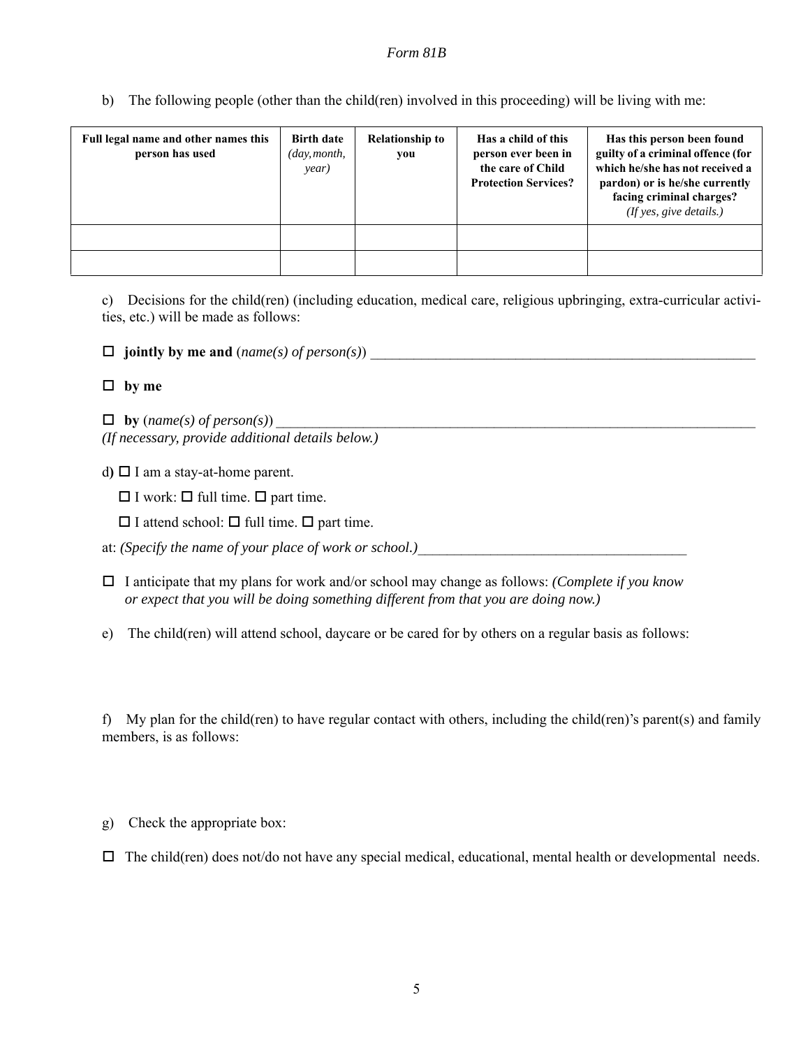b) The following people (other than the child(ren) involved in this proceeding) will be living with me:

| **Full legal name and other names this person has used** | **Birth date** *(day, month, year)* | **Relationship to you** | **Has a child of this person ever been in the care of Child Protection Services?** | **Has this person been found guilty of a criminal offence (for which he/she has not received a pardon) or is he/she currently facing criminal charges?** *(If yes, give details.)* |
|---|---|---|---|---|
| | | | | |
| | | | | |

c) Decisions for the child(ren) (including education, medical care, religious upbringing, extra-curricular activities, etc.) will be made as follows:

☐ **jointly by me and** (*name(s) of person(s)*) ________________________________________________

☐ **by me**

☐ **by** (*name(s) of person(s)*) ________________________________________________
*(If necessary, provide additional details below.)*

d) ☐ I am a stay-at-home parent.

☐ I work: ☐ full time. ☐ part time.

☐ I attend school: ☐ full time. ☐ part time.

at: *(Specify the name of your place of work or school.)*______________________________________

☐ I anticipate that my plans for work and/or school may change as follows: *(Complete if you know or expect that you will be doing something different from that you are doing now.)*

e) The child(ren) will attend school, daycare or be cared for by others on a regular basis as follows:

f) My plan for the child(ren) to have regular contact with others, including the child(ren)'s parent(s) and family members, is as follows:

g) Check the appropriate box:

☐ The child(ren) does not/do not have any special medical, educational, mental health or developmental needs.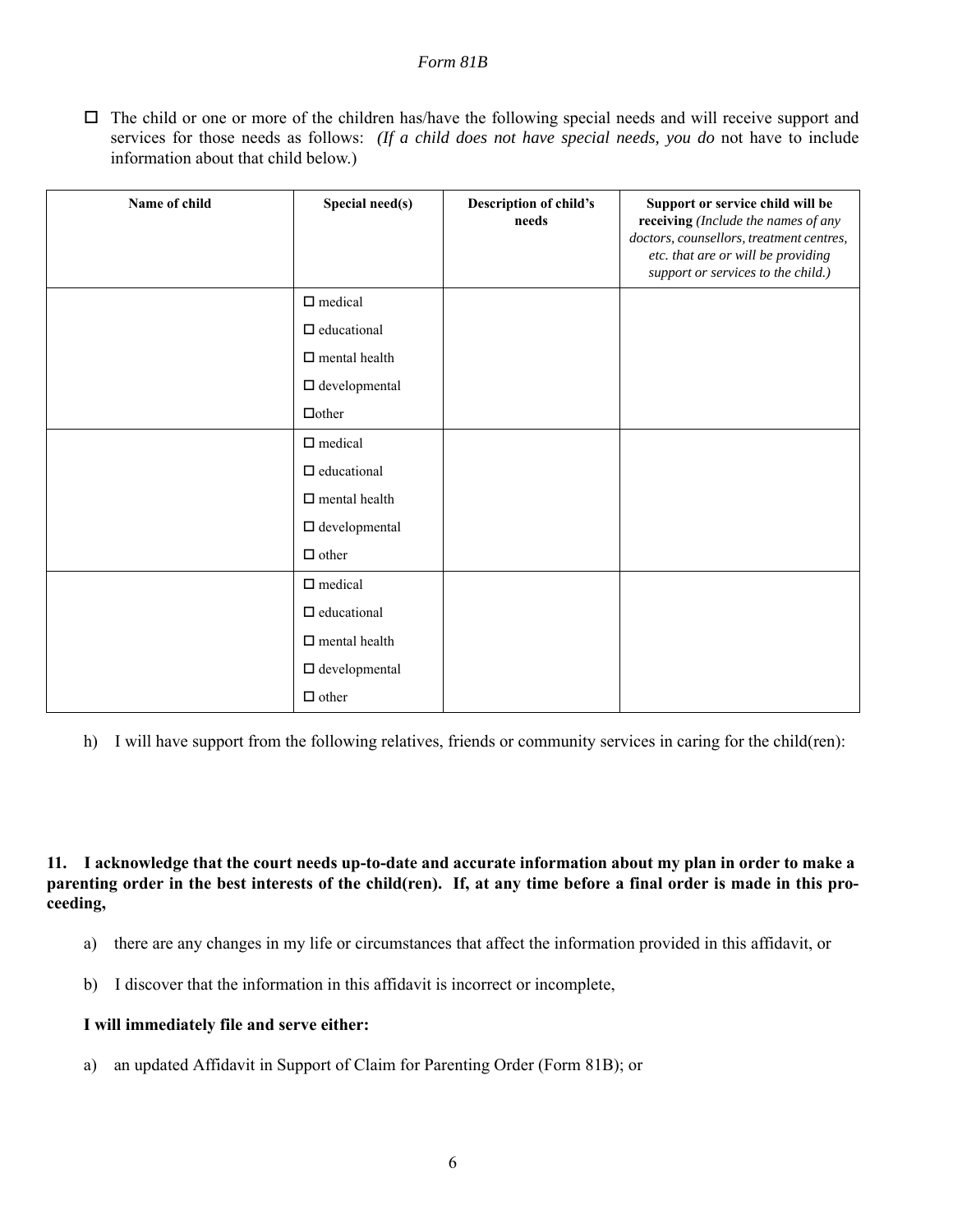☐ The child or one or more of the children has/have the following special needs and will receive support and services for those needs as follows: *(If a child does not have special needs, you do* not have to include information about that child below.)

| **Name of child** | **Special need(s)** | **Description of child's needs** | **Support or service child will be receiving** *(Include the names of any doctors, counsellors, treatment centres, etc. that are or will be providing support or services to the child.)* |
|---|---|---|---|
| | ☐ medical<br>☐ educational<br>☐ mental health<br>☐ developmental<br>☐other | | |
| | ☐ medical<br>☐ educational<br>☐ mental health<br>☐ developmental<br>☐ other | | |
| | ☐ medical<br>☐ educational<br>☐ mental health<br>☐ developmental<br>☐ other | | |

h) I will have support from the following relatives, friends or community services in caring for the child(ren):

**11. I acknowledge that the court needs up-to-date and accurate information about my plan in order to make a parenting order in the best interests of the child(ren). If, at any time before a final order is made in this proceeding,**

a) there are any changes in my life or circumstances that affect the information provided in this affidavit, or

b) I discover that the information in this affidavit is incorrect or incomplete,

**I will immediately file and serve either:**

a) an updated Affidavit in Support of Claim for Parenting Order (Form 81B); or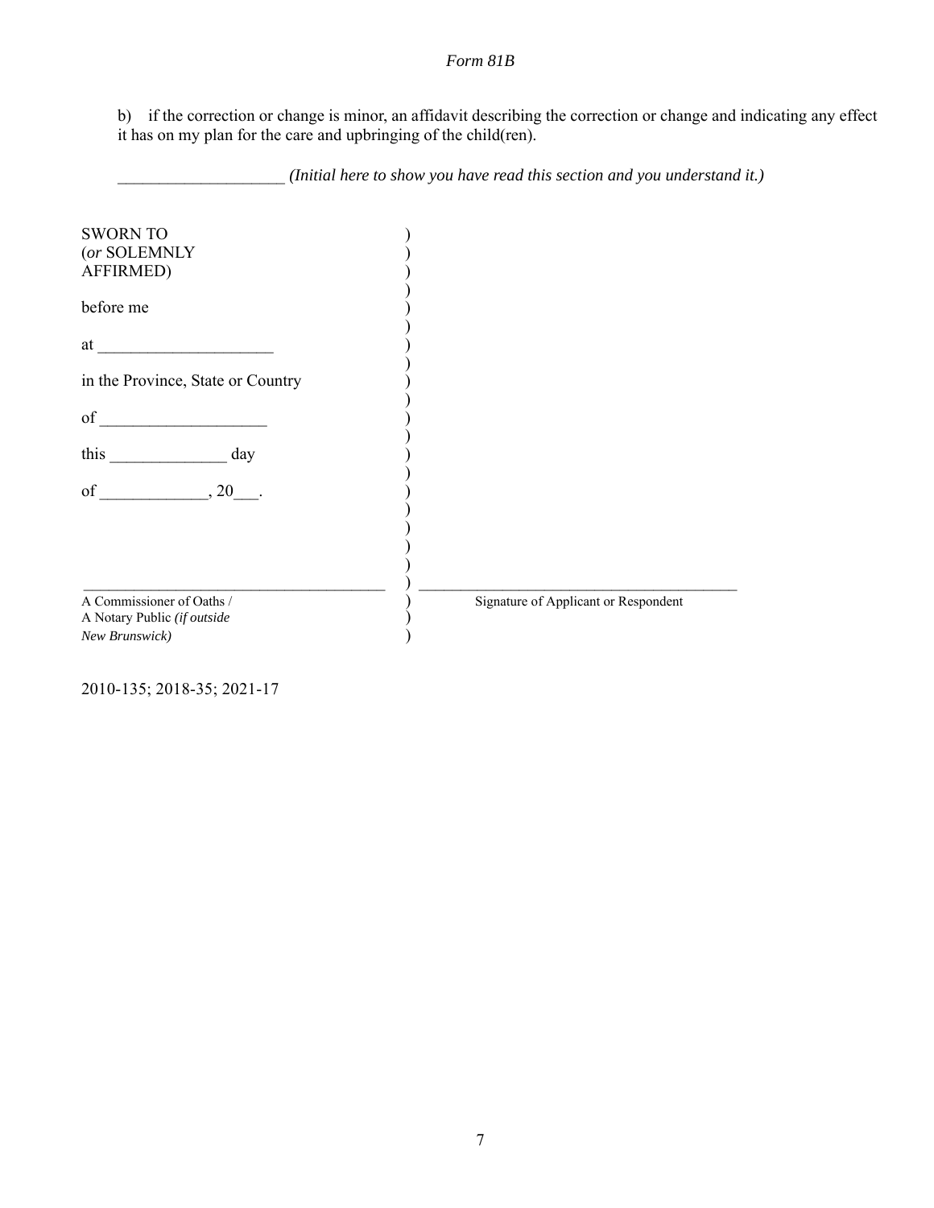*Form 81B*

b) if the correction or change is minor, an affidavit describing the correction or change and indicating any effect it has on my plan for the care and upbringing of the child(ren).

____________________ *(Initial here to show you have read this section and you understand it.)*

SWORN TO
(*or* SOLEMNLY
AFFIRMED)

before me

at _____________________

in the Province, State or Country

of ____________________

this ______________ day

of _____________, 20___.

_______________________________________
A Commissioner of Oaths /
A Notary Public *(if outside New Brunswick)*

_______________________________________
Signature of Applicant or Respondent

2010-135; 2018-35; 2021-17